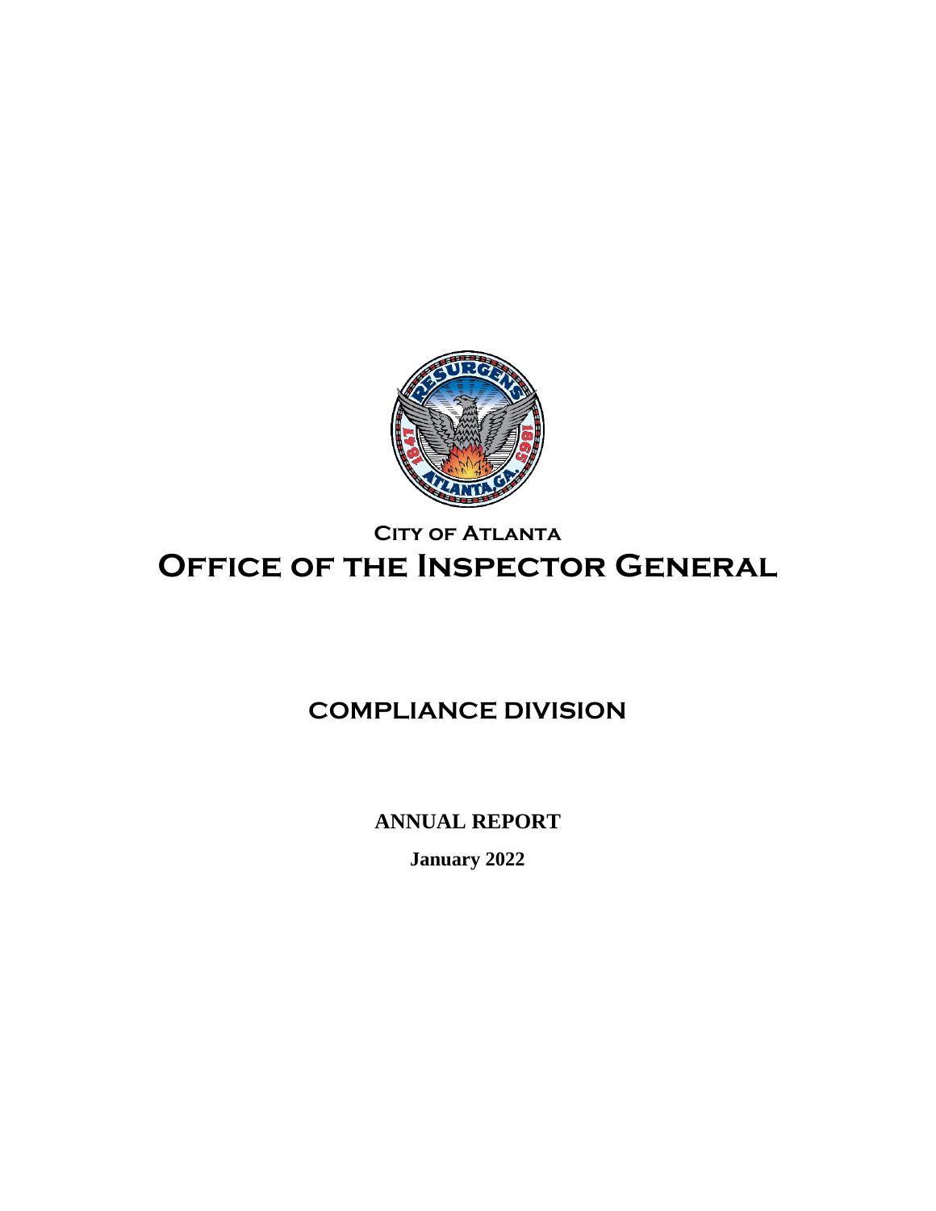# City of Atlanta

# Office of the Inspector General

## COMPLIANCE DIVISION

**ANNUAL REPORT**

**January 2022**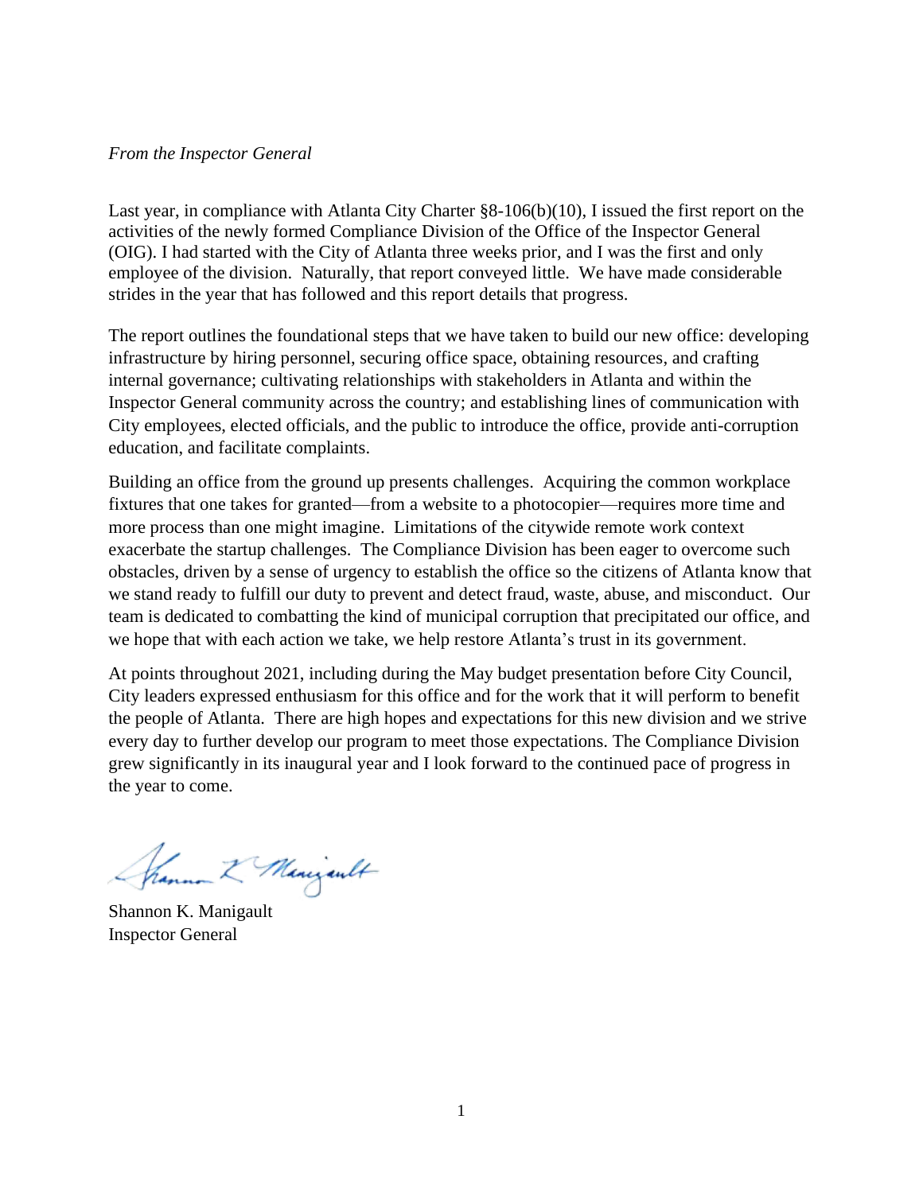*From the Inspector General*

Last year, in compliance with Atlanta City Charter §8-106(b)(10), I issued the first report on the activities of the newly formed Compliance Division of the Office of the Inspector General (OIG). I had started with the City of Atlanta three weeks prior, and I was the first and only employee of the division. Naturally, that report conveyed little. We have made considerable strides in the year that has followed and this report details that progress.

The report outlines the foundational steps that we have taken to build our new office: developing infrastructure by hiring personnel, securing office space, obtaining resources, and crafting internal governance; cultivating relationships with stakeholders in Atlanta and within the Inspector General community across the country; and establishing lines of communication with City employees, elected officials, and the public to introduce the office, provide anti-corruption education, and facilitate complaints.

Building an office from the ground up presents challenges. Acquiring the common workplace fixtures that one takes for granted—from a website to a photocopier—requires more time and more process than one might imagine. Limitations of the citywide remote work context exacerbate the startup challenges. The Compliance Division has been eager to overcome such obstacles, driven by a sense of urgency to establish the office so the citizens of Atlanta know that we stand ready to fulfill our duty to prevent and detect fraud, waste, abuse, and misconduct. Our team is dedicated to combatting the kind of municipal corruption that precipitated our office, and we hope that with each action we take, we help restore Atlanta's trust in its government.

At points throughout 2021, including during the May budget presentation before City Council, City leaders expressed enthusiasm for this office and for the work that it will perform to benefit the people of Atlanta. There are high hopes and expectations for this new division and we strive every day to further develop our program to meet those expectations. The Compliance Division grew significantly in its inaugural year and I look forward to the continued pace of progress in the year to come.

Shannon K. Manigault
Inspector General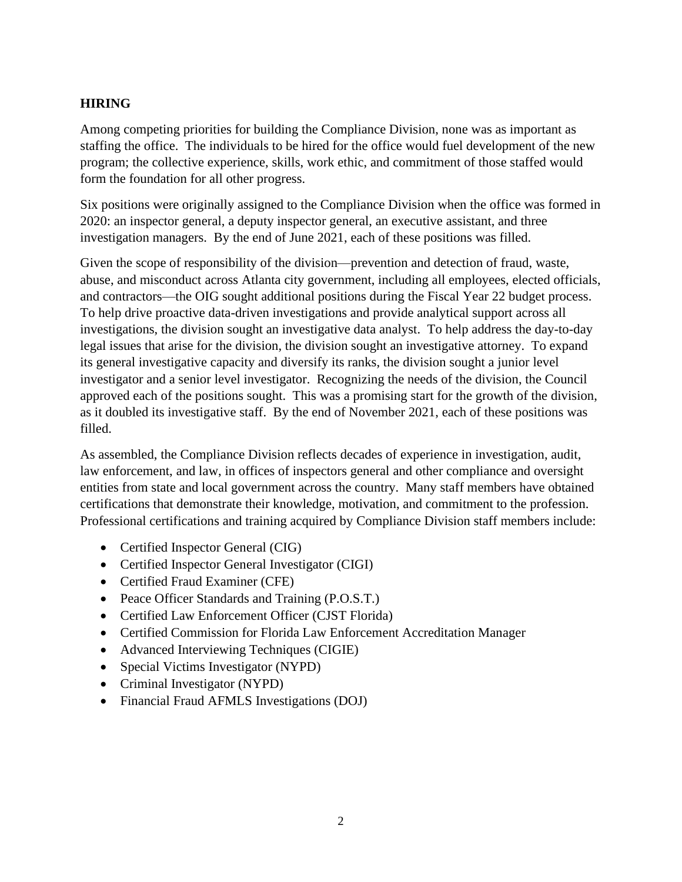## HIRING

Among competing priorities for building the Compliance Division, none was as important as staffing the office. The individuals to be hired for the office would fuel development of the new program; the collective experience, skills, work ethic, and commitment of those staffed would form the foundation for all other progress.

Six positions were originally assigned to the Compliance Division when the office was formed in 2020: an inspector general, a deputy inspector general, an executive assistant, and three investigation managers. By the end of June 2021, each of these positions was filled.

Given the scope of responsibility of the division—prevention and detection of fraud, waste, abuse, and misconduct across Atlanta city government, including all employees, elected officials, and contractors—the OIG sought additional positions during the Fiscal Year 22 budget process. To help drive proactive data-driven investigations and provide analytical support across all investigations, the division sought an investigative data analyst. To help address the day-to-day legal issues that arise for the division, the division sought an investigative attorney. To expand its general investigative capacity and diversify its ranks, the division sought a junior level investigator and a senior level investigator. Recognizing the needs of the division, the Council approved each of the positions sought. This was a promising start for the growth of the division, as it doubled its investigative staff. By the end of November 2021, each of these positions was filled.

As assembled, the Compliance Division reflects decades of experience in investigation, audit, law enforcement, and law, in offices of inspectors general and other compliance and oversight entities from state and local government across the country. Many staff members have obtained certifications that demonstrate their knowledge, motivation, and commitment to the profession. Professional certifications and training acquired by Compliance Division staff members include:

- Certified Inspector General (CIG)
- Certified Inspector General Investigator (CIGI)
- Certified Fraud Examiner (CFE)
- Peace Officer Standards and Training (P.O.S.T.)
- Certified Law Enforcement Officer (CJST Florida)
- Certified Commission for Florida Law Enforcement Accreditation Manager
- Advanced Interviewing Techniques (CIGIE)
- Special Victims Investigator (NYPD)
- Criminal Investigator (NYPD)
- Financial Fraud AFMLS Investigations (DOJ)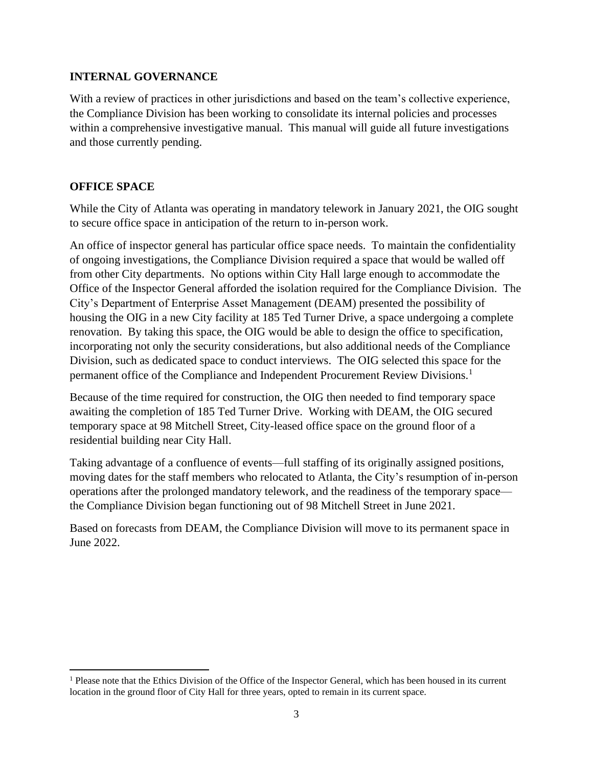## INTERNAL GOVERNANCE

With a review of practices in other jurisdictions and based on the team's collective experience, the Compliance Division has been working to consolidate its internal policies and processes within a comprehensive investigative manual. This manual will guide all future investigations and those currently pending.

## OFFICE SPACE

While the City of Atlanta was operating in mandatory telework in January 2021, the OIG sought to secure office space in anticipation of the return to in-person work.

An office of inspector general has particular office space needs. To maintain the confidentiality of ongoing investigations, the Compliance Division required a space that would be walled off from other City departments. No options within City Hall large enough to accommodate the Office of the Inspector General afforded the isolation required for the Compliance Division. The City's Department of Enterprise Asset Management (DEAM) presented the possibility of housing the OIG in a new City facility at 185 Ted Turner Drive, a space undergoing a complete renovation. By taking this space, the OIG would be able to design the office to specification, incorporating not only the security considerations, but also additional needs of the Compliance Division, such as dedicated space to conduct interviews. The OIG selected this space for the permanent office of the Compliance and Independent Procurement Review Divisions.[1]

Because of the time required for construction, the OIG then needed to find temporary space awaiting the completion of 185 Ted Turner Drive. Working with DEAM, the OIG secured temporary space at 98 Mitchell Street, City-leased office space on the ground floor of a residential building near City Hall.

Taking advantage of a confluence of events—full staffing of its originally assigned positions, moving dates for the staff members who relocated to Atlanta, the City's resumption of in-person operations after the prolonged mandatory telework, and the readiness of the temporary space—the Compliance Division began functioning out of 98 Mitchell Street in June 2021.

Based on forecasts from DEAM, the Compliance Division will move to its permanent space in June 2022.

[1] Please note that the Ethics Division of the Office of the Inspector General, which has been housed in its current location in the ground floor of City Hall for three years, opted to remain in its current space.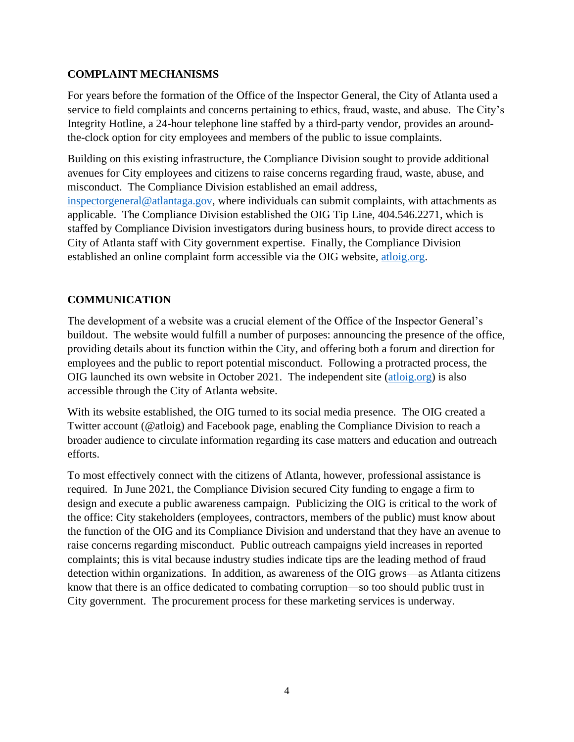## COMPLAINT MECHANISMS

For years before the formation of the Office of the Inspector General, the City of Atlanta used a service to field complaints and concerns pertaining to ethics, fraud, waste, and abuse. The City's Integrity Hotline, a 24-hour telephone line staffed by a third-party vendor, provides an around-the-clock option for city employees and members of the public to issue complaints.

Building on this existing infrastructure, the Compliance Division sought to provide additional avenues for City employees and citizens to raise concerns regarding fraud, waste, abuse, and misconduct. The Compliance Division established an email address, inspectorgeneral@atlantaga.gov, where individuals can submit complaints, with attachments as applicable. The Compliance Division established the OIG Tip Line, 404.546.2271, which is staffed by Compliance Division investigators during business hours, to provide direct access to City of Atlanta staff with City government expertise. Finally, the Compliance Division established an online complaint form accessible via the OIG website, atloig.org.

## COMMUNICATION

The development of a website was a crucial element of the Office of the Inspector General's buildout. The website would fulfill a number of purposes: announcing the presence of the office, providing details about its function within the City, and offering both a forum and direction for employees and the public to report potential misconduct. Following a protracted process, the OIG launched its own website in October 2021. The independent site (atloig.org) is also accessible through the City of Atlanta website.

With its website established, the OIG turned to its social media presence. The OIG created a Twitter account (@atloig) and Facebook page, enabling the Compliance Division to reach a broader audience to circulate information regarding its case matters and education and outreach efforts.

To most effectively connect with the citizens of Atlanta, however, professional assistance is required. In June 2021, the Compliance Division secured City funding to engage a firm to design and execute a public awareness campaign. Publicizing the OIG is critical to the work of the office: City stakeholders (employees, contractors, members of the public) must know about the function of the OIG and its Compliance Division and understand that they have an avenue to raise concerns regarding misconduct. Public outreach campaigns yield increases in reported complaints; this is vital because industry studies indicate tips are the leading method of fraud detection within organizations. In addition, as awareness of the OIG grows—as Atlanta citizens know that there is an office dedicated to combating corruption—so too should public trust in City government. The procurement process for these marketing services is underway.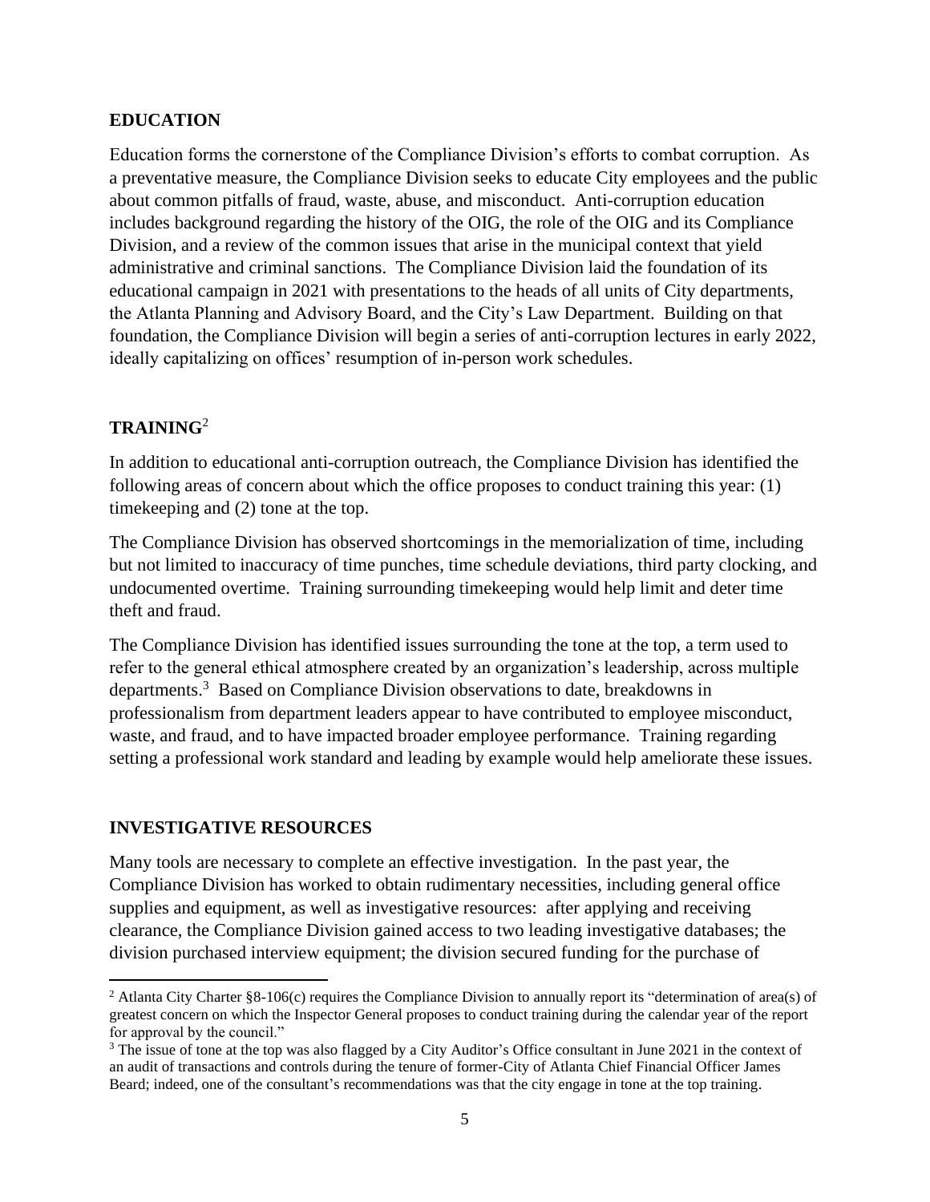## EDUCATION

Education forms the cornerstone of the Compliance Division's efforts to combat corruption. As a preventative measure, the Compliance Division seeks to educate City employees and the public about common pitfalls of fraud, waste, abuse, and misconduct. Anti-corruption education includes background regarding the history of the OIG, the role of the OIG and its Compliance Division, and a review of the common issues that arise in the municipal context that yield administrative and criminal sanctions. The Compliance Division laid the foundation of its educational campaign in 2021 with presentations to the heads of all units of City departments, the Atlanta Planning and Advisory Board, and the City's Law Department. Building on that foundation, the Compliance Division will begin a series of anti-corruption lectures in early 2022, ideally capitalizing on offices' resumption of in-person work schedules.

## TRAINING[2]

In addition to educational anti-corruption outreach, the Compliance Division has identified the following areas of concern about which the office proposes to conduct training this year: (1) timekeeping and (2) tone at the top.

The Compliance Division has observed shortcomings in the memorialization of time, including but not limited to inaccuracy of time punches, time schedule deviations, third party clocking, and undocumented overtime. Training surrounding timekeeping would help limit and deter time theft and fraud.

The Compliance Division has identified issues surrounding the tone at the top, a term used to refer to the general ethical atmosphere created by an organization's leadership, across multiple departments.[3] Based on Compliance Division observations to date, breakdowns in professionalism from department leaders appear to have contributed to employee misconduct, waste, and fraud, and to have impacted broader employee performance. Training regarding setting a professional work standard and leading by example would help ameliorate these issues.

## INVESTIGATIVE RESOURCES

Many tools are necessary to complete an effective investigation. In the past year, the Compliance Division has worked to obtain rudimentary necessities, including general office supplies and equipment, as well as investigative resources: after applying and receiving clearance, the Compliance Division gained access to two leading investigative databases; the division purchased interview equipment; the division secured funding for the purchase of

---

[2] Atlanta City Charter §8-106(c) requires the Compliance Division to annually report its "determination of area(s) of greatest concern on which the Inspector General proposes to conduct training during the calendar year of the report for approval by the council."

[3] The issue of tone at the top was also flagged by a City Auditor's Office consultant in June 2021 in the context of an audit of transactions and controls during the tenure of former-City of Atlanta Chief Financial Officer James Beard; indeed, one of the consultant's recommendations was that the city engage in tone at the top training.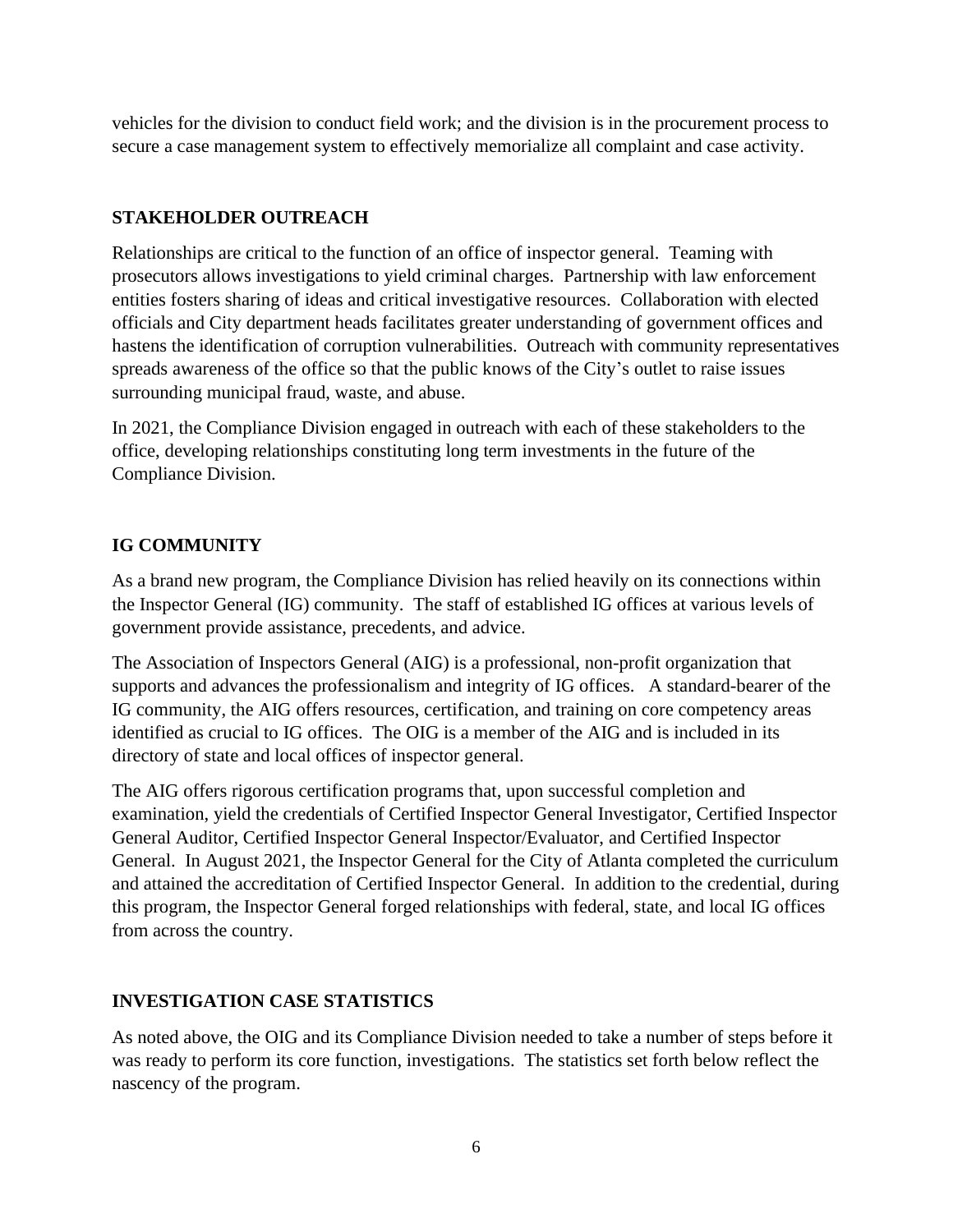vehicles for the division to conduct field work; and the division is in the procurement process to secure a case management system to effectively memorialize all complaint and case activity.

## STAKEHOLDER OUTREACH

Relationships are critical to the function of an office of inspector general. Teaming with prosecutors allows investigations to yield criminal charges. Partnership with law enforcement entities fosters sharing of ideas and critical investigative resources. Collaboration with elected officials and City department heads facilitates greater understanding of government offices and hastens the identification of corruption vulnerabilities. Outreach with community representatives spreads awareness of the office so that the public knows of the City's outlet to raise issues surrounding municipal fraud, waste, and abuse.

In 2021, the Compliance Division engaged in outreach with each of these stakeholders to the office, developing relationships constituting long term investments in the future of the Compliance Division.

## IG COMMUNITY

As a brand new program, the Compliance Division has relied heavily on its connections within the Inspector General (IG) community. The staff of established IG offices at various levels of government provide assistance, precedents, and advice.

The Association of Inspectors General (AIG) is a professional, non-profit organization that supports and advances the professionalism and integrity of IG offices. A standard-bearer of the IG community, the AIG offers resources, certification, and training on core competency areas identified as crucial to IG offices. The OIG is a member of the AIG and is included in its directory of state and local offices of inspector general.

The AIG offers rigorous certification programs that, upon successful completion and examination, yield the credentials of Certified Inspector General Investigator, Certified Inspector General Auditor, Certified Inspector General Inspector/Evaluator, and Certified Inspector General. In August 2021, the Inspector General for the City of Atlanta completed the curriculum and attained the accreditation of Certified Inspector General. In addition to the credential, during this program, the Inspector General forged relationships with federal, state, and local IG offices from across the country.

## INVESTIGATION CASE STATISTICS

As noted above, the OIG and its Compliance Division needed to take a number of steps before it was ready to perform its core function, investigations. The statistics set forth below reflect the nascency of the program.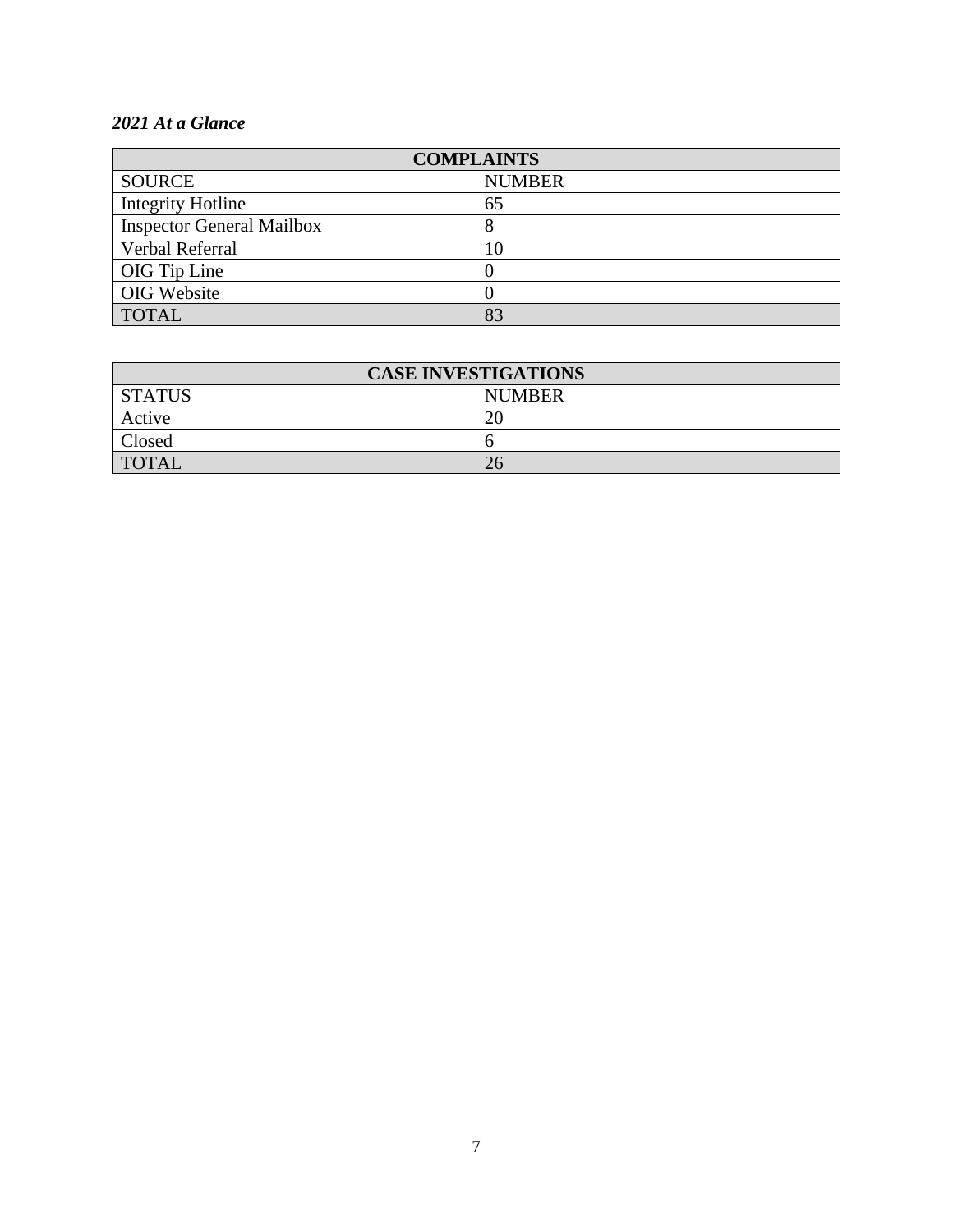*2021 At a Glance*

| **COMPLAINTS** | |
|---|---|
| SOURCE | NUMBER |
| Integrity Hotline | 65 |
| Inspector General Mailbox | 8 |
| Verbal Referral | 10 |
| OIG Tip Line | 0 |
| OIG Website | 0 |
| TOTAL | 83 |

| **CASE INVESTIGATIONS** | |
|---|---|
| STATUS | NUMBER |
| Active | 20 |
| Closed | 6 |
| TOTAL | 26 |